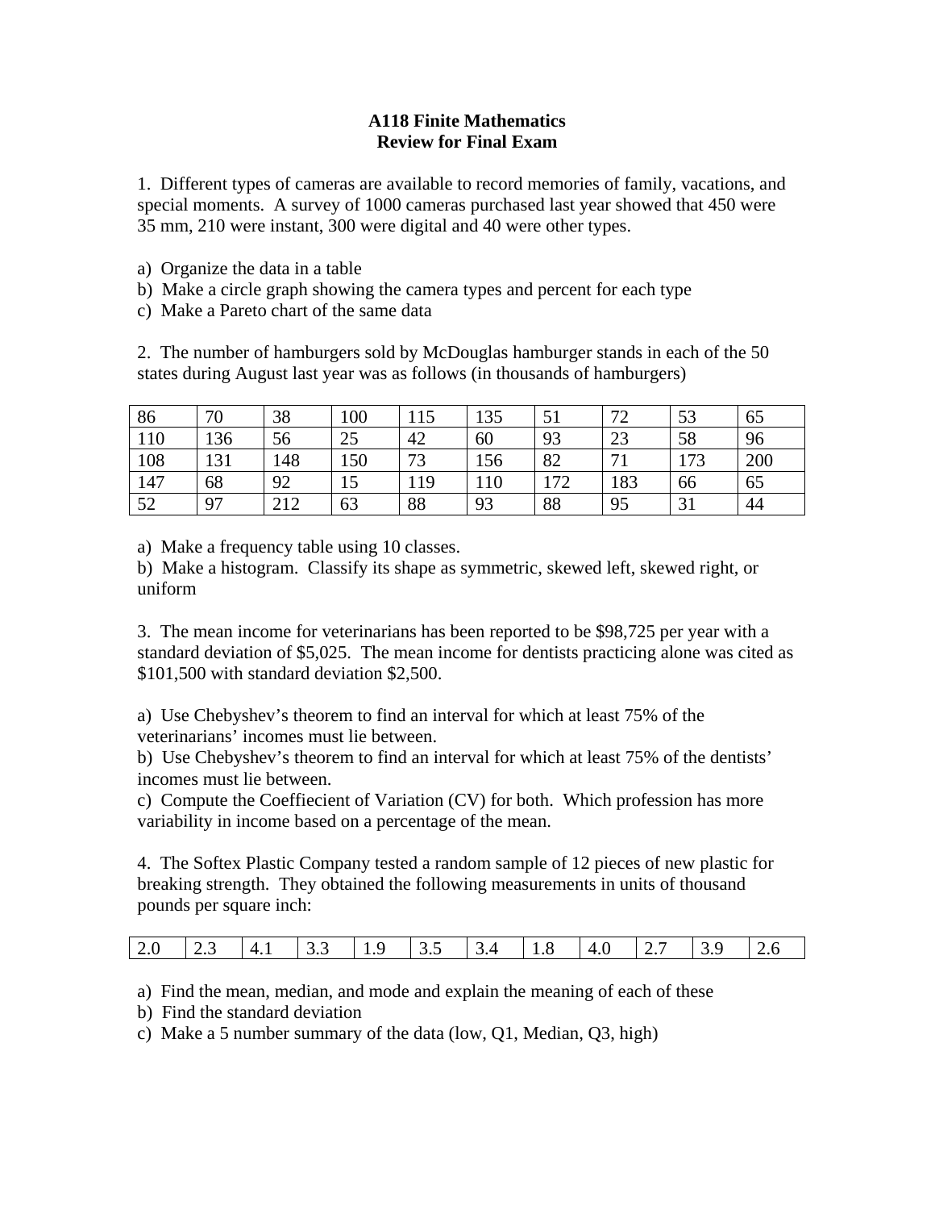# A118 Finite Mathematics
## Review for Final Exam

1. Different types of cameras are available to record memories of family, vacations, and special moments. A survey of 1000 cameras purchased last year showed that 450 were 35 mm, 210 were instant, 300 were digital and 40 were other types.

a) Organize the data in a table
b) Make a circle graph showing the camera types and percent for each type
c) Make a Pareto chart of the same data

2. The number of hamburgers sold by McDouglas hamburger stands in each of the 50 states during August last year was as follows (in thousands of hamburgers)

| 86 | 70 | 38 | 100 | 115 | 135 | 51 | 72 | 53 | 65 |
|---|---|---|---|---|---|---|---|---|---|
| 110 | 136 | 56 | 25 | 42 | 60 | 93 | 23 | 58 | 96 |
| 108 | 131 | 148 | 150 | 73 | 156 | 82 | 71 | 173 | 200 |
| 147 | 68 | 92 | 15 | 119 | 110 | 172 | 183 | 66 | 65 |
| 52 | 97 | 212 | 63 | 88 | 93 | 88 | 95 | 31 | 44 |

a) Make a frequency table using 10 classes.
b) Make a histogram. Classify its shape as symmetric, skewed left, skewed right, or uniform

3. The mean income for veterinarians has been reported to be $98,725 per year with a standard deviation of $5,025. The mean income for dentists practicing alone was cited as $101,500 with standard deviation $2,500.

a) Use Chebyshev's theorem to find an interval for which at least 75% of the veterinarians' incomes must lie between.
b) Use Chebyshev's theorem to find an interval for which at least 75% of the dentists' incomes must lie between.
c) Compute the Coeffiecient of Variation (CV) for both. Which profession has more variability in income based on a percentage of the mean.

4. The Softex Plastic Company tested a random sample of 12 pieces of new plastic for breaking strength. They obtained the following measurements in units of thousand pounds per square inch:

| 2.0 | 2.3 | 4.1 | 3.3 | 1.9 | 3.5 | 3.4 | 1.8 | 4.0 | 2.7 | 3.9 | 2.6 |
|---|---|---|---|---|---|---|---|---|---|---|---|

a) Find the mean, median, and mode and explain the meaning of each of these
b) Find the standard deviation
c) Make a 5 number summary of the data (low, Q1, Median, Q3, high)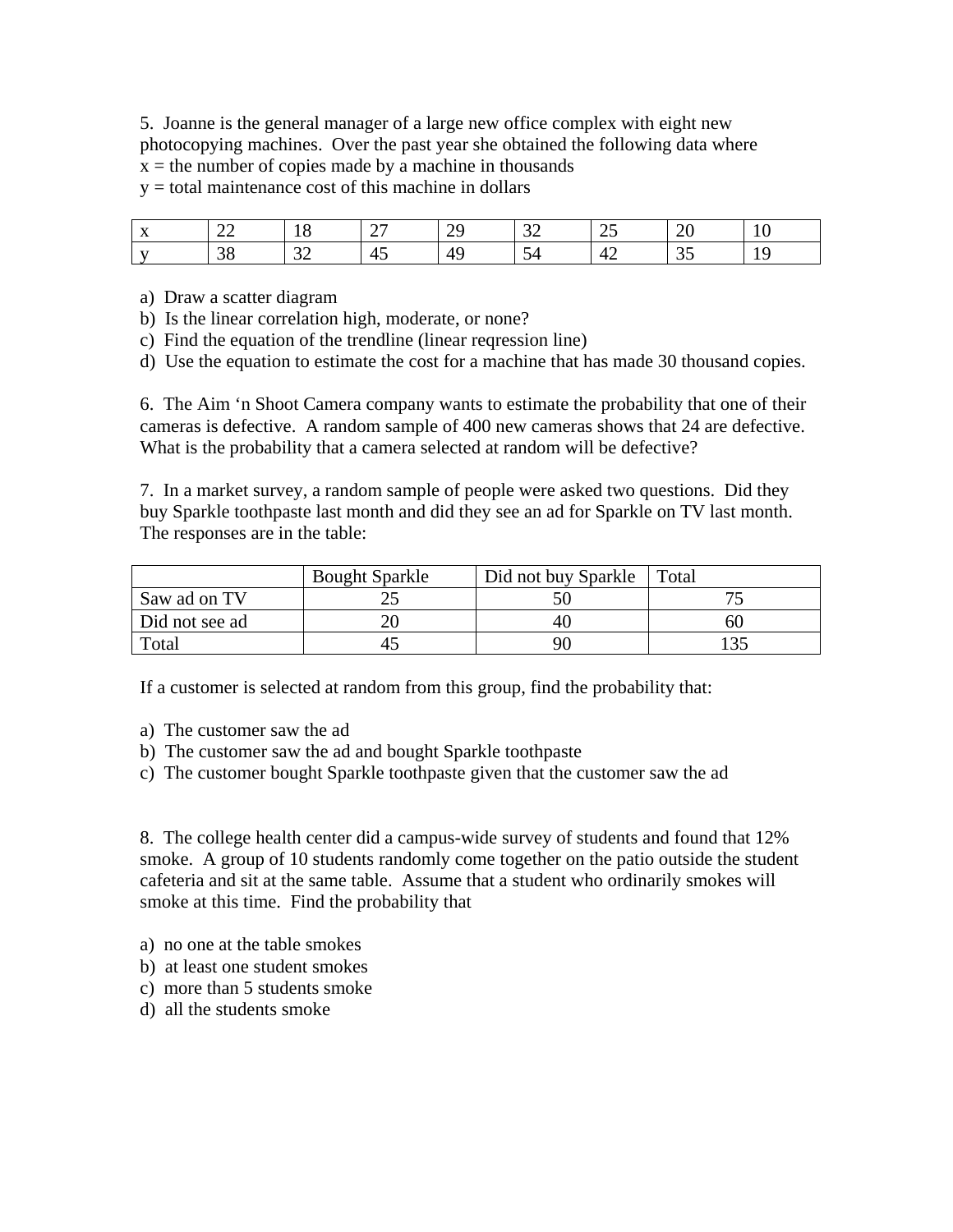5. Joanne is the general manager of a large new office complex with eight new photocopying machines. Over the past year she obtained the following data where
$x$ = the number of copies made by a machine in thousands
$y$ = total maintenance cost of this machine in dollars

| x | 22 | 18 | 27 | 29 | 32 | 25 | 20 | 10 |
|---|---|---|---|---|---|---|---|---|
| y | 38 | 32 | 45 | 49 | 54 | 42 | 35 | 19 |

a) Draw a scatter diagram
b) Is the linear correlation high, moderate, or none?
c) Find the equation of the trendline (linear reqression line)
d) Use the equation to estimate the cost for a machine that has made 30 thousand copies.

6. The Aim 'n Shoot Camera company wants to estimate the probability that one of their cameras is defective. A random sample of 400 new cameras shows that 24 are defective. What is the probability that a camera selected at random will be defective?

7. In a market survey, a random sample of people were asked two questions. Did they buy Sparkle toothpaste last month and did they see an ad for Sparkle on TV last month. The responses are in the table:

| | Bought Sparkle | Did not buy Sparkle | Total |
|---|---|---|---|
| Saw ad on TV | 25 | 50 | 75 |
| Did not see ad | 20 | 40 | 60 |
| Total | 45 | 90 | 135 |

If a customer is selected at random from this group, find the probability that:

a) The customer saw the ad
b) The customer saw the ad and bought Sparkle toothpaste
c) The customer bought Sparkle toothpaste given that the customer saw the ad

8. The college health center did a campus-wide survey of students and found that 12% smoke. A group of 10 students randomly come together on the patio outside the student cafeteria and sit at the same table. Assume that a student who ordinarily smokes will smoke at this time. Find the probability that

a) no one at the table smokes
b) at least one student smokes
c) more than 5 students smoke
d) all the students smoke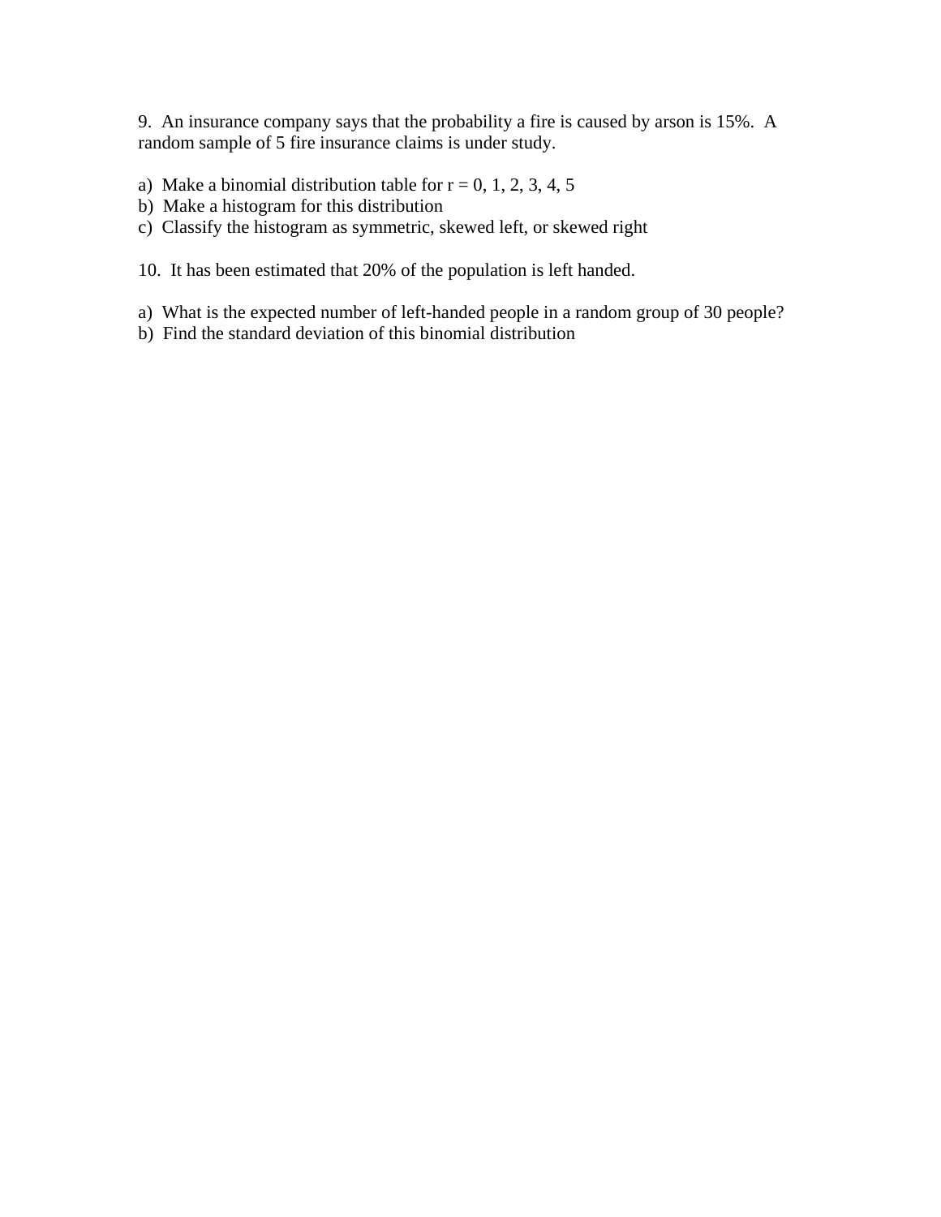9. An insurance company says that the probability a fire is caused by arson is 15%. A random sample of 5 fire insurance claims is under study.

a) Make a binomial distribution table for $r = 0, 1, 2, 3, 4, 5$
b) Make a histogram for this distribution
c) Classify the histogram as symmetric, skewed left, or skewed right

10. It has been estimated that 20% of the population is left handed.

a) What is the expected number of left-handed people in a random group of 30 people?
b) Find the standard deviation of this binomial distribution